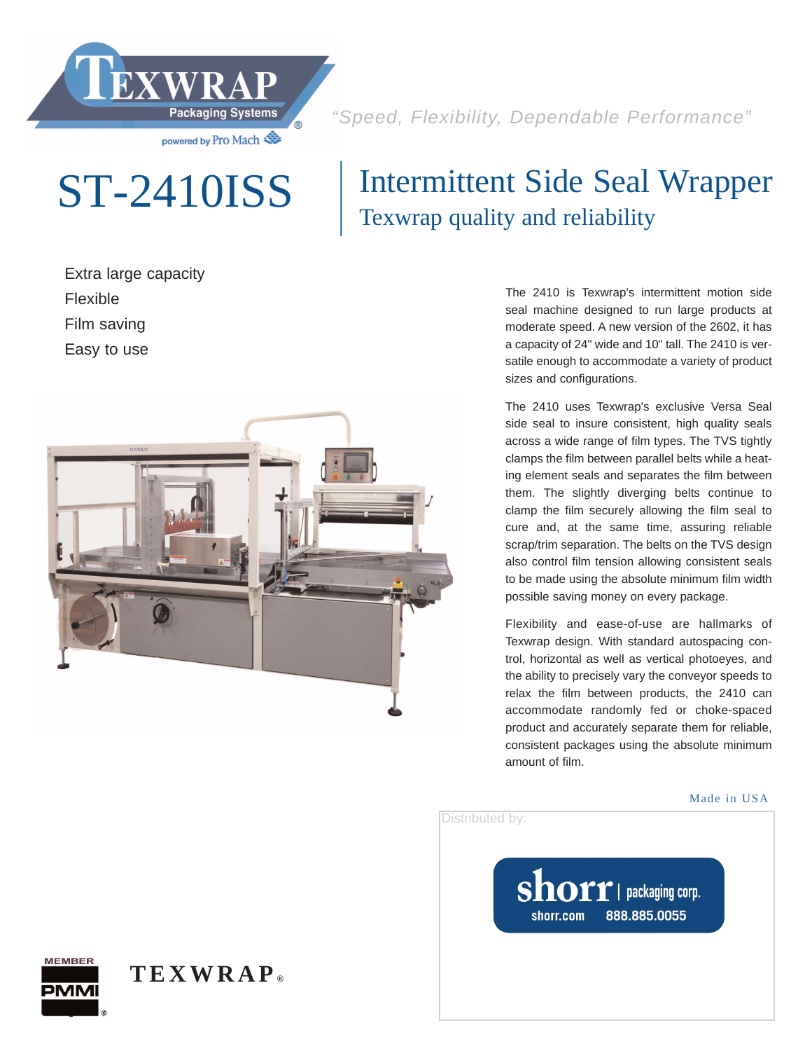TEXWRAP Packaging Systems®

powered by Pro Mach

*"Speed, Flexibility, Dependable Performance"*

# ST-2410ISS

## Intermittent Side Seal Wrapper

### Texwrap quality and reliability

- Extra large capacity
- Flexible
- Film saving
- Easy to use

The 2410 is Texwrap's intermittent motion side seal machine designed to run large products at moderate speed. A new version of the 2602, it has a capacity of 24" wide and 10" tall. The 2410 is versatile enough to accommodate a variety of product sizes and configurations.

The 2410 uses Texwrap's exclusive Versa Seal side seal to insure consistent, high quality seals across a wide range of film types. The TVS tightly clamps the film between parallel belts while a heating element seals and separates the film between them. The slightly diverging belts continue to clamp the film securely allowing the film seal to cure and, at the same time, assuring reliable scrap/trim separation. The belts on the TVS design also control film tension allowing consistent seals to be made using the absolute minimum film width possible saving money on every package.

Flexibility and ease-of-use are hallmarks of Texwrap design. With standard autospacing control, horizontal as well as vertical photoeyes, and the ability to precisely vary the conveyor speeds to relax the film between products, the 2410 can accommodate randomly fed or choke-spaced product and accurately separate them for reliable, consistent packages using the absolute minimum amount of film.

Made in USA

Distributed by:

shorr | packaging corp.
shorr.com 888.885.0055

MEMBER PMMI®

TEXWRAP®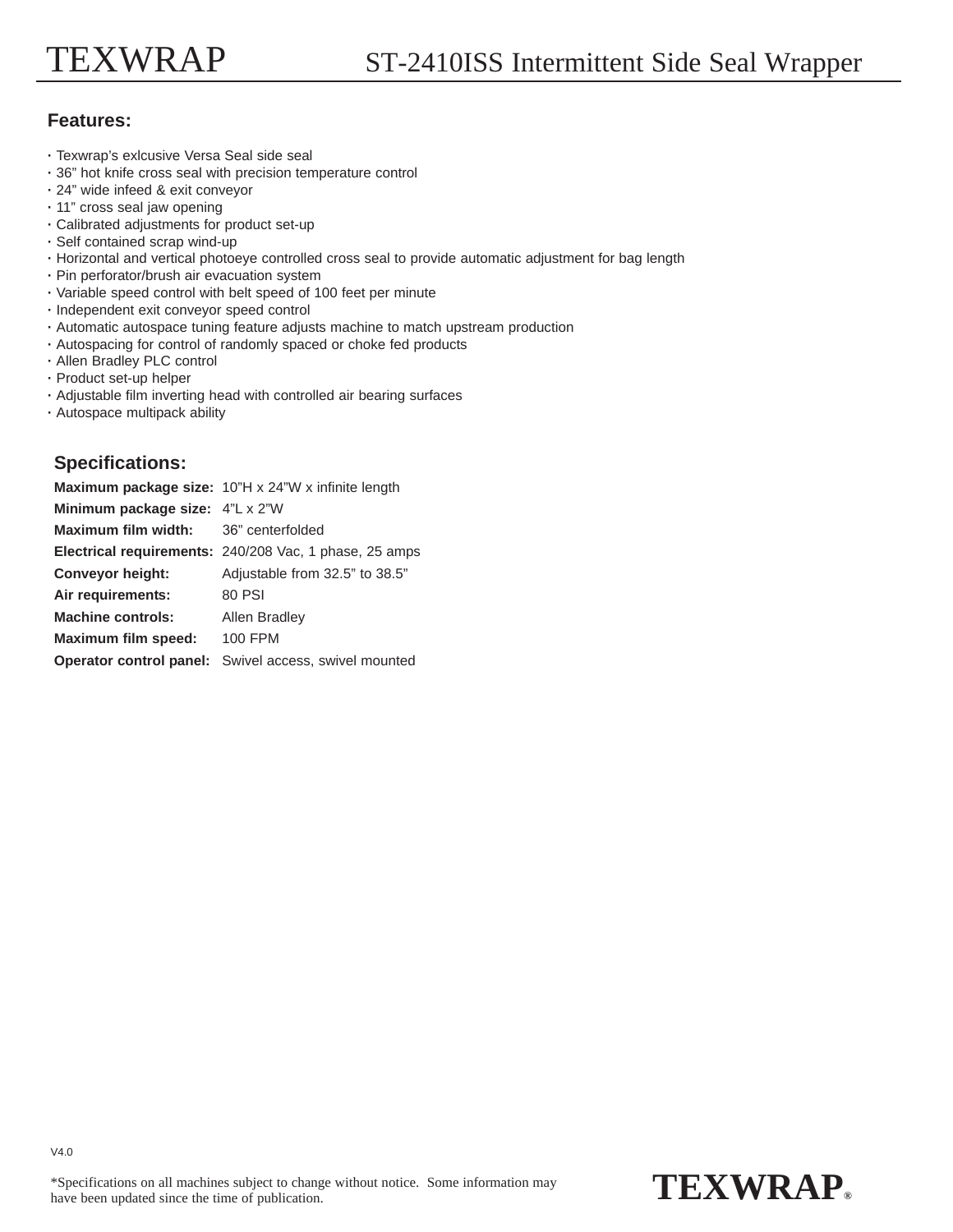# TEXWRAP ST-2410ISS Intermittent Side Seal Wrapper

## Features:

- Texwrap's exlcusive Versa Seal side seal
- 36" hot knife cross seal with precision temperature control
- 24" wide infeed & exit conveyor
- 11" cross seal jaw opening
- Calibrated adjustments for product set-up
- Self contained scrap wind-up
- Horizontal and vertical photoeye controlled cross seal to provide automatic adjustment for bag length
- Pin perforator/brush air evacuation system
- Variable speed control with belt speed of 100 feet per minute
- Independent exit conveyor speed control
- Automatic autospace tuning feature adjusts machine to match upstream production
- Autospacing for control of randomly spaced or choke fed products
- Allen Bradley PLC control
- Product set-up helper
- Adjustable film inverting head with controlled air bearing surfaces
- Autospace multipack ability

## Specifications:

| | |
|---|---|
| **Maximum package size:** | 10"H x 24"W x infinite length |
| **Minimum package size:** | 4"L x 2"W |
| **Maximum film width:** | 36" centerfolded |
| **Electrical requirements:** | 240/208 Vac, 1 phase, 25 amps |
| **Conveyor height:** | Adjustable from 32.5" to 38.5" |
| **Air requirements:** | 80 PSI |
| **Machine controls:** | Allen Bradley |
| **Maximum film speed:** | 100 FPM |
| **Operator control panel:** | Swivel access, swivel mounted |

V4.0

*Specifications on all machines subject to change without notice. Some information may have been updated since the time of publication.

**TEXWRAP®**